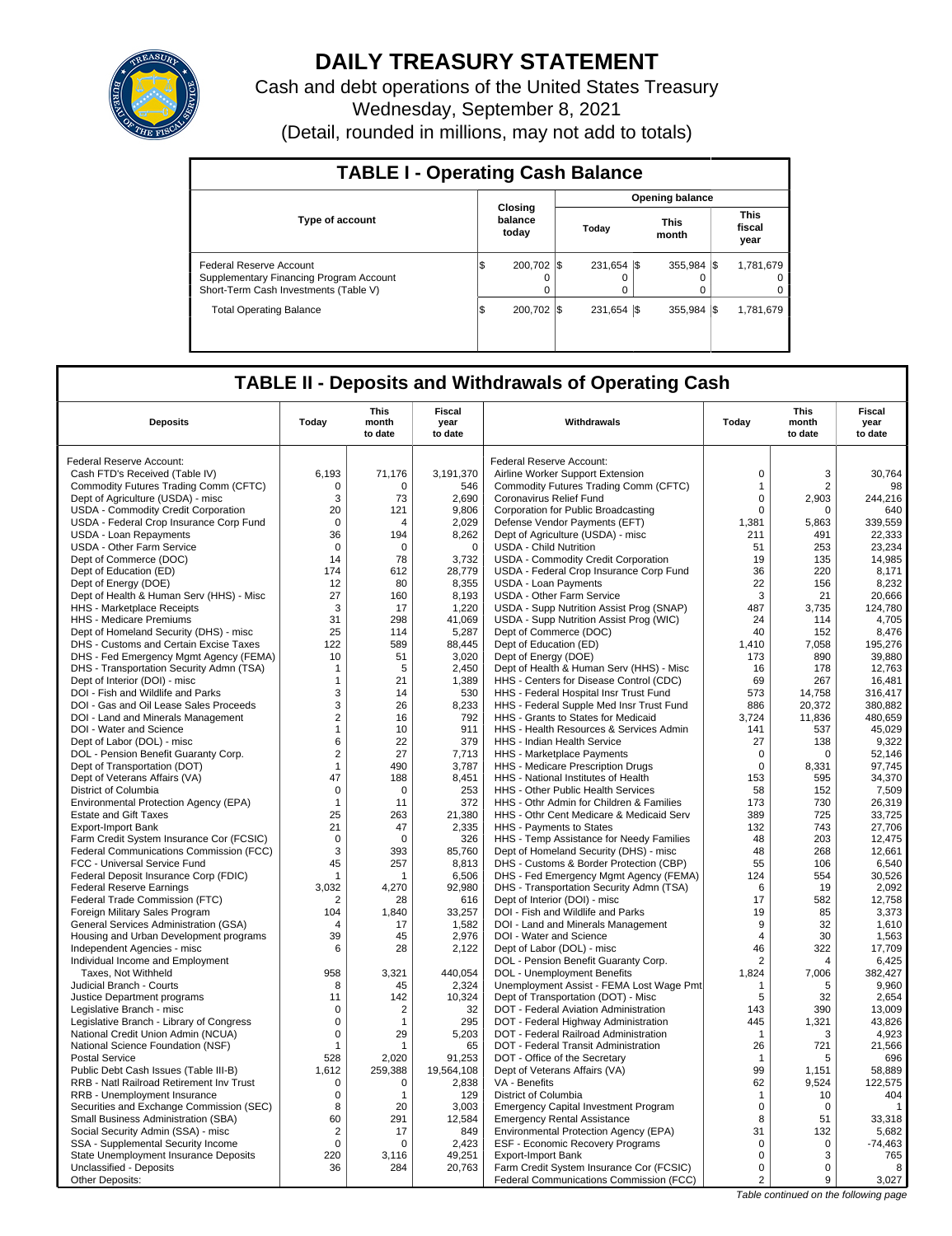# DAILY TREASURY STATEMENT

Cash and debt operations of the United States Treasury

Wednesday, September 8, 2021

(Detail, rounded in millions, may not add to totals)

## TABLE I - Operating Cash Balance

| Type of account | Closing balance today | Opening balance Today | Opening balance This month | Opening balance This fiscal year |
|---|---|---|---|---|
| Federal Reserve Account | $ 200,702 | $ 231,654 | $ 355,984 | $ 1,781,679 |
| Supplementary Financing Program Account | 0 | 0 | 0 | 0 |
| Short-Term Cash Investments (Table V) | 0 | 0 | 0 | 0 |
| Total Operating Balance | $ 200,702 | $ 231,654 | $ 355,984 | $ 1,781,679 |

## TABLE II - Deposits and Withdrawals of Operating Cash

| Deposits | Today | This month to date | Fiscal year to date | Withdrawals | Today | This month to date | Fiscal year to date |
|---|---|---|---|---|---|---|---|
| Federal Reserve Account: | | | | Federal Reserve Account: | | | |
| Cash FTD's Received (Table IV) | 6,193 | 71,176 | 3,191,370 | Airline Worker Support Extension | 0 | 3 | 30,764 |
| Commodity Futures Trading Comm (CFTC) | 0 | 0 | 546 | Commodity Futures Trading Comm (CFTC) | 1 | 2 | 98 |
| Dept of Agriculture (USDA) - misc | 3 | 73 | 2,690 | Coronavirus Relief Fund | 0 | 2,903 | 244,216 |
| USDA - Commodity Credit Corporation | 20 | 121 | 9,806 | Corporation for Public Broadcasting | 0 | 0 | 640 |
| USDA - Federal Crop Insurance Corp Fund | 0 | 4 | 2,029 | Defense Vendor Payments (EFT) | 1,381 | 5,863 | 339,559 |
| USDA - Loan Repayments | 36 | 194 | 8,262 | Dept of Agriculture (USDA) - misc | 211 | 491 | 22,333 |
| USDA - Other Farm Service | 0 | 0 | 0 | USDA - Child Nutrition | 51 | 253 | 23,234 |
| Dept of Commerce (DOC) | 14 | 78 | 3,732 | USDA - Commodity Credit Corporation | 19 | 135 | 14,985 |
| Dept of Education (ED) | 174 | 612 | 28,779 | USDA - Federal Crop Insurance Corp Fund | 36 | 220 | 8,171 |
| Dept of Energy (DOE) | 12 | 80 | 8,355 | USDA - Loan Payments | 22 | 156 | 8,232 |
| Dept of Health & Human Serv (HHS) - Misc | 27 | 160 | 8,193 | USDA - Other Farm Service | 3 | 21 | 20,666 |
| HHS - Marketplace Receipts | 3 | 17 | 1,220 | USDA - Supp Nutrition Assist Prog (SNAP) | 487 | 3,735 | 124,780 |
| HHS - Medicare Premiums | 31 | 298 | 41,069 | USDA - Supp Nutrition Assist Prog (WIC) | 24 | 114 | 4,705 |
| Dept of Homeland Security (DHS) - misc | 25 | 114 | 5,287 | Dept of Commerce (DOC) | 40 | 152 | 8,476 |
| DHS - Customs and Certain Excise Taxes | 122 | 589 | 88,445 | Dept of Education (ED) | 1,410 | 7,058 | 195,276 |
| DHS - Fed Emergency Mgmt Agency (FEMA) | 10 | 51 | 3,020 | Dept of Energy (DOE) | 173 | 890 | 39,880 |
| DHS - Transportation Security Admn (TSA) | 1 | 5 | 2,450 | Dept of Health & Human Serv (HHS) - Misc | 16 | 178 | 12,763 |
| Dept of Interior (DOI) - misc | 1 | 21 | 1,389 | HHS - Centers for Disease Control (CDC) | 69 | 267 | 16,481 |
| DOI - Fish and Wildlife and Parks | 3 | 14 | 530 | HHS - Federal Hospital Insr Trust Fund | 573 | 14,758 | 316,417 |
| DOI - Gas and Oil Lease Sales Proceeds | 3 | 26 | 8,233 | HHS - Federal Supple Med Insr Trust Fund | 886 | 20,372 | 380,882 |
| DOI - Land and Minerals Management | 2 | 16 | 792 | HHS - Grants to States for Medicaid | 3,724 | 11,836 | 480,659 |
| DOI - Water and Science | 1 | 10 | 911 | HHS - Health Resources & Services Admin | 141 | 537 | 45,029 |
| Dept of Labor (DOL) - misc | 6 | 22 | 379 | HHS - Indian Health Service | 27 | 138 | 9,322 |
| DOL - Pension Benefit Guaranty Corp. | 2 | 27 | 7,713 | HHS - Marketplace Payments | 0 | 0 | 52,146 |
| Dept of Transportation (DOT) | 1 | 490 | 3,787 | HHS - Medicare Prescription Drugs | 0 | 8,331 | 97,745 |
| Dept of Veterans Affairs (VA) | 47 | 188 | 8,451 | HHS - National Institutes of Health | 153 | 595 | 34,370 |
| District of Columbia | 0 | 0 | 253 | HHS - Other Public Health Services | 58 | 152 | 7,509 |
| Environmental Protection Agency (EPA) | 1 | 11 | 372 | HHS - Othr Admin for Children & Families | 173 | 730 | 26,319 |
| Estate and Gift Taxes | 25 | 263 | 21,380 | HHS - Othr Cent Medicare & Medicaid Serv | 389 | 725 | 33,725 |
| Export-Import Bank | 21 | 47 | 2,335 | HHS - Payments to States | 132 | 743 | 27,706 |
| Farm Credit System Insurance Cor (FCSIC) | 0 | 0 | 326 | HHS - Temp Assistance for Needy Families | 48 | 203 | 12,475 |
| Federal Communications Commission (FCC) | 3 | 393 | 85,760 | Dept of Homeland Security (DHS) - misc | 48 | 268 | 12,661 |
| FCC - Universal Service Fund | 45 | 257 | 8,813 | DHS - Customs & Border Protection (CBP) | 55 | 106 | 6,540 |
| Federal Deposit Insurance Corp (FDIC) | 1 | 1 | 6,506 | DHS - Fed Emergency Mgmt Agency (FEMA) | 124 | 554 | 30,526 |
| Federal Reserve Earnings | 3,032 | 4,270 | 92,980 | DHS - Transportation Security Admn (TSA) | 6 | 19 | 2,092 |
| Federal Trade Commission (FTC) | 2 | 28 | 616 | Dept of Interior (DOI) - misc | 17 | 582 | 12,758 |
| Foreign Military Sales Program | 104 | 1,840 | 33,257 | DOI - Fish and Wildlife and Parks | 19 | 85 | 3,373 |
| General Services Administration (GSA) | 4 | 17 | 1,582 | DOI - Land and Minerals Management | 9 | 32 | 1,610 |
| Housing and Urban Development programs | 39 | 45 | 2,976 | DOI - Water and Science | 4 | 30 | 1,563 |
| Independent Agencies - misc | 6 | 28 | 2,122 | Dept of Labor (DOL) - misc | 46 | 322 | 17,709 |
| Individual Income and Employment | | | | DOL - Pension Benefit Guaranty Corp. | 2 | 4 | 6,425 |
| Taxes, Not Withheld | 958 | 3,321 | 440,054 | DOL - Unemployment Benefits | 1,824 | 7,006 | 382,427 |
| Judicial Branch - Courts | 8 | 45 | 2,324 | Unemployment Assist - FEMA Lost Wage Pmt | 1 | 5 | 9,960 |
| Justice Department programs | 11 | 142 | 10,324 | Dept of Transportation (DOT) - Misc | 5 | 32 | 2,654 |
| Legislative Branch - misc | 0 | 2 | 32 | DOT - Federal Aviation Administration | 143 | 390 | 13,009 |
| Legislative Branch - Library of Congress | 0 | 1 | 295 | DOT - Federal Highway Administration | 445 | 1,321 | 43,826 |
| National Credit Union Admin (NCUA) | 0 | 29 | 5,203 | DOT - Federal Railroad Administration | 1 | 3 | 4,923 |
| National Science Foundation (NSF) | 1 | 1 | 65 | DOT - Federal Transit Administration | 26 | 721 | 21,566 |
| Postal Service | 528 | 2,020 | 91,253 | DOT - Office of the Secretary | 1 | 5 | 696 |
| Public Debt Cash Issues (Table III-B) | 1,612 | 259,388 | 19,564,108 | Dept of Veterans Affairs (VA) | 99 | 1,151 | 58,889 |
| RRB - Natl Railroad Retirement Inv Trust | 0 | 0 | 2,838 | VA - Benefits | 62 | 9,524 | 122,575 |
| RRB - Unemployment Insurance | 0 | 1 | 129 | District of Columbia | 1 | 10 | 404 |
| Securities and Exchange Commission (SEC) | 8 | 20 | 3,003 | Emergency Capital Investment Program | 0 | 0 | 1 |
| Small Business Administration (SBA) | 60 | 291 | 12,584 | Emergency Rental Assistance | 8 | 51 | 33,318 |
| Social Security Admin (SSA) - misc | 2 | 17 | 849 | Environmental Protection Agency (EPA) | 31 | 132 | 5,682 |
| SSA - Supplemental Security Income | 0 | 0 | 2,423 | ESF - Economic Recovery Programs | 0 | 0 | -74,463 |
| State Unemployment Insurance Deposits | 220 | 3,116 | 49,251 | Export-Import Bank | 0 | 3 | 765 |
| Unclassified - Deposits | 36 | 284 | 20,763 | Farm Credit System Insurance Cor (FCSIC) | 0 | 0 | 8 |
| Other Deposits: | | | | Federal Communications Commission (FCC) | 2 | 9 | 3,027 |

*Table continued on the following page*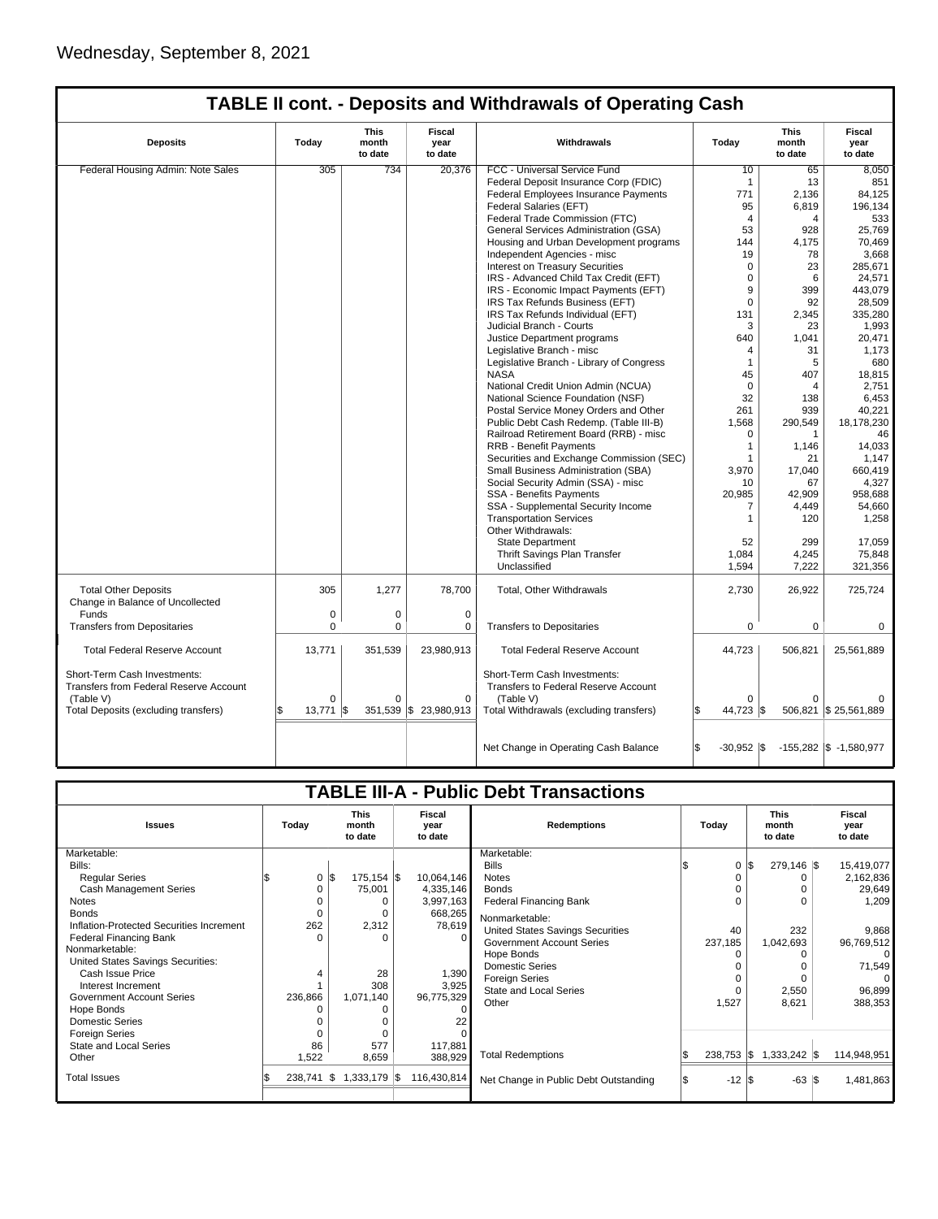Wednesday, September 8, 2021

## TABLE II cont. - Deposits and Withdrawals of Operating Cash

| Deposits | Today | This month to date | Fiscal year to date | Withdrawals | Today | This month to date | Fiscal year to date |
|---|---|---|---|---|---|---|---|
| Federal Housing Admin: Note Sales | 305 | 734 | 20,376 | FCC - Universal Service Fund | 10 | 65 | 8,050 |
| | | | | Federal Deposit Insurance Corp (FDIC) | 1 | 13 | 851 |
| | | | | Federal Employees Insurance Payments | 771 | 2,136 | 84,125 |
| | | | | Federal Salaries (EFT) | 95 | 6,819 | 196,134 |
| | | | | Federal Trade Commission (FTC) | 4 | 4 | 533 |
| | | | | General Services Administration (GSA) | 53 | 928 | 25,769 |
| | | | | Housing and Urban Development programs | 144 | 4,175 | 70,469 |
| | | | | Independent Agencies - misc | 19 | 78 | 3,668 |
| | | | | Interest on Treasury Securities | 0 | 23 | 285,671 |
| | | | | IRS - Advanced Child Tax Credit (EFT) | 0 | 6 | 24,571 |
| | | | | IRS - Economic Impact Payments (EFT) | 9 | 399 | 443,079 |
| | | | | IRS Tax Refunds Business (EFT) | 0 | 92 | 28,509 |
| | | | | IRS Tax Refunds Individual (EFT) | 131 | 2,345 | 335,280 |
| | | | | Judicial Branch - Courts | 3 | 23 | 1,993 |
| | | | | Justice Department programs | 640 | 1,041 | 20,471 |
| | | | | Legislative Branch - misc | 4 | 31 | 1,173 |
| | | | | Legislative Branch - Library of Congress | 1 | 5 | 680 |
| | | | | NASA | 45 | 407 | 18,815 |
| | | | | National Credit Union Admin (NCUA) | 0 | 4 | 2,751 |
| | | | | National Science Foundation (NSF) | 32 | 138 | 6,453 |
| | | | | Postal Service Money Orders and Other | 261 | 939 | 40,221 |
| | | | | Public Debt Cash Redemp. (Table III-B) | 1,568 | 290,549 | 18,178,230 |
| | | | | Railroad Retirement Board (RRB) - misc | 0 | 1 | 46 |
| | | | | RRB - Benefit Payments | 1 | 1,146 | 14,033 |
| | | | | Securities and Exchange Commission (SEC) | 1 | 21 | 1,147 |
| | | | | Small Business Administration (SBA) | 3,970 | 17,040 | 660,419 |
| | | | | Social Security Admin (SSA) - misc | 10 | 67 | 4,327 |
| | | | | SSA - Benefits Payments | 20,985 | 42,909 | 958,688 |
| | | | | SSA - Supplemental Security Income | 7 | 4,449 | 54,660 |
| | | | | Transportation Services | 1 | 120 | 1,258 |
| | | | | Other Withdrawals: | | | |
| | | | | State Department | 52 | 299 | 17,059 |
| | | | | Thrift Savings Plan Transfer | 1,084 | 4,245 | 75,848 |
| | | | | Unclassified | 1,594 | 7,222 | 321,356 |
| Total Other Deposits | 305 | 1,277 | 78,700 | Total, Other Withdrawals | 2,730 | 26,922 | 725,724 |
| Change in Balance of Uncollected Funds | 0 | 0 | 0 | | | | |
| Transfers from Depositaries | 0 | 0 | 0 | Transfers to Depositaries | 0 | 0 | 0 |
| Total Federal Reserve Account | 13,771 | 351,539 | 23,980,913 | Total Federal Reserve Account | 44,723 | 506,821 | 25,561,889 |
| Short-Term Cash Investments: Transfers from Federal Reserve Account (Table V) | 0 | 0 | 0 | Short-Term Cash Investments: Transfers to Federal Reserve Account (Table V) | 0 | 0 | 0 |
| Total Deposits (excluding transfers) | $ 13,771 | $ 351,539 | $ 23,980,913 | Total Withdrawals (excluding transfers) | $ 44,723 | $ 506,821 | $ 25,561,889 |
| | | | | Net Change in Operating Cash Balance | $ -30,952 | $ -155,282 | $ -1,580,977 |

## TABLE III-A - Public Debt Transactions

| Issues | Today | This month to date | Fiscal year to date | Redemptions | Today | This month to date | Fiscal year to date |
|---|---|---|---|---|---|---|---|
| Marketable: | | | | Marketable: | | | |
| Bills: | | | | Bills | $ 0 | $ 279,146 | $ 15,419,077 |
| Regular Series | $ 0 | $ 175,154 | $ 10,064,146 | Notes | 0 | 0 | 2,162,836 |
| Cash Management Series | 0 | 75,001 | 4,335,146 | Bonds | 0 | 0 | 29,649 |
| Notes | 0 | 0 | 3,997,163 | Federal Financing Bank | 0 | 0 | 1,209 |
| Bonds | 0 | 0 | 668,265 | Nonmarketable: | | | |
| Inflation-Protected Securities Increment | 262 | 2,312 | 78,619 | United States Savings Securities | 40 | 232 | 9,868 |
| Federal Financing Bank | 0 | 0 | 0 | Government Account Series | 237,185 | 1,042,693 | 96,769,512 |
| Nonmarketable: | | | | Hope Bonds | 0 | 0 | 0 |
| United States Savings Securities: | | | | Domestic Series | 0 | 0 | 71,549 |
| Cash Issue Price | 4 | 28 | 1,390 | Foreign Series | 0 | 0 | 0 |
| Interest Increment | 1 | 308 | 3,925 | State and Local Series | 0 | 2,550 | 96,899 |
| Government Account Series | 236,866 | 1,071,140 | 96,775,329 | Other | 1,527 | 8,621 | 388,353 |
| Hope Bonds | 0 | 0 | 0 | | | | |
| Domestic Series | 0 | 0 | 22 | | | | |
| Foreign Series | 0 | 0 | 0 | | | | |
| State and Local Series | 86 | 577 | 117,881 | | | | |
| Other | 1,522 | 8,659 | 388,929 | Total Redemptions | $ 238,753 | $ 1,333,242 | $ 114,948,951 |
| Total Issues | $ 238,741 | $ 1,333,179 | $ 116,430,814 | Net Change in Public Debt Outstanding | $ -12 | $ -63 | $ 1,481,863 |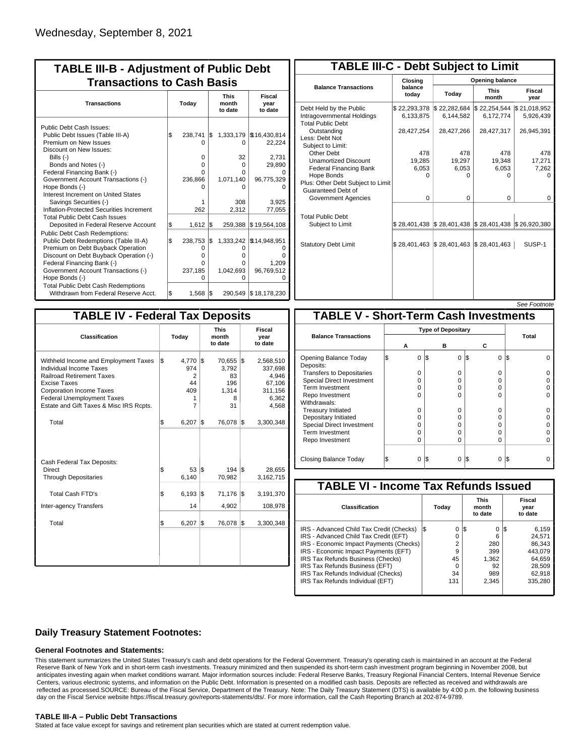Wednesday, September 8, 2021

## TABLE III-B - Adjustment of Public Debt Transactions to Cash Basis

| Transactions | Today | This month to date | Fiscal year to date |
|---|---|---|---|
| Public Debt Cash Issues: | | | |
| Public Debt Issues (Table III-A) | $ 238,741 | $ 1,333,179 | $ 16,430,814 |
| Premium on New Issues | 0 | 0 | 22,224 |
| Discount on New Issues: | | | |
| Bills (-) | 0 | 32 | 2,731 |
| Bonds and Notes (-) | 0 | 0 | 29,890 |
| Federal Financing Bank (-) | 0 | 0 | 0 |
| Government Account Transactions (-) | 236,866 | 1,071,140 | 96,775,329 |
| Hope Bonds (-) | 0 | 0 | 0 |
| Interest Increment on United States Savings Securities (-) | 1 | 308 | 3,925 |
| Inflation-Protected Securities Increment | 262 | 2,312 | 77,055 |
| Total Public Debt Cash Issues Deposited in Federal Reserve Account | $ 1,612 | $ 259,388 | $ 19,564,108 |
| Public Debt Cash Redemptions: | | | |
| Public Debt Redemptions (Table III-A) | $ 238,753 | $ 1,333,242 | $ 114,948,951 |
| Premium on Debt Buyback Operation | 0 | 0 | 0 |
| Discount on Debt Buyback Operation (-) | 0 | 0 | 0 |
| Federal Financing Bank (-) | 0 | 0 | 1,209 |
| Government Account Transactions (-) | 237,185 | 1,042,693 | 96,769,512 |
| Hope Bonds (-) | 0 | 0 | 0 |
| Total Public Debt Cash Redemptions Withdrawn from Federal Reserve Acct. | $ 1,568 | $ 290,549 | $ 18,178,230 |

## TABLE III-C - Debt Subject to Limit

| Balance Transactions | Closing balance today | Opening balance Today | Opening balance This month | Opening balance Fiscal year |
|---|---|---|---|---|
| Debt Held by the Public | $ 22,293,378 | $ 22,282,684 | $ 22,254,544 | $ 21,018,952 |
| Intragovernmental Holdings | 6,133,875 | 6,144,582 | 6,172,774 | 5,926,439 |
| Total Public Debt Outstanding | 28,427,254 | 28,427,266 | 28,427,317 | 26,945,391 |
| Less: Debt Not Subject to Limit: | | | | |
| Other Debt | 478 | 478 | 478 | 478 |
| Unamortized Discount | 19,285 | 19,297 | 19,348 | 17,271 |
| Federal Financing Bank | 6,053 | 6,053 | 6,053 | 7,262 |
| Hope Bonds | 0 | 0 | 0 | 0 |
| Plus: Other Debt Subject to Limit Guaranteed Debt of Government Agencies | 0 | 0 | 0 | 0 |
| Total Public Debt Subject to Limit | $ 28,401,438 | $ 28,401,438 | $ 28,401,438 | $ 26,920,380 |
| Statutory Debt Limit | $ 28,401,463 | $ 28,401,463 | $ 28,401,463 | SUSP-1 |

*See Footnote*

## TABLE IV - Federal Tax Deposits

| Classification | Today | This month to date | Fiscal year to date |
|---|---|---|---|
| Withheld Income and Employment Taxes | $ 4,770 | $ 70,655 | $ 2,568,510 |
| Individual Income Taxes | 974 | 3,792 | 337,698 |
| Railroad Retirement Taxes | 2 | 83 | 4,946 |
| Excise Taxes | 44 | 196 | 67,106 |
| Corporation Income Taxes | 409 | 1,314 | 311,156 |
| Federal Unemployment Taxes | 1 | 8 | 6,362 |
| Estate and Gift Taxes & Misc IRS Rcpts. | 7 | 31 | 4,568 |
| Total | $ 6,207 | $ 76,078 | $ 3,300,348 |
| Cash Federal Tax Deposits: | | | |
| Direct | $ 53 | $ 194 | $ 28,655 |
| Through Depositaries | 6,140 | 70,982 | 3,162,715 |
| Total Cash FTD's | $ 6,193 | $ 71,176 | $ 3,191,370 |
| Inter-agency Transfers | 14 | 4,902 | 108,978 |
| Total | $ 6,207 | $ 76,078 | $ 3,300,348 |

## TABLE V - Short-Term Cash Investments

| Balance Transactions | Type of Depositary A | B | C | Total |
|---|---|---|---|---|
| Opening Balance Today | $ 0 | $ 0 | $ 0 | $ 0 |
| Deposits: | | | | |
| Transfers to Depositaries | 0 | 0 | 0 | 0 |
| Special Direct Investment | 0 | 0 | 0 | 0 |
| Term Investment | 0 | 0 | 0 | 0 |
| Repo Investment | 0 | 0 | 0 | 0 |
| Withdrawals: | | | | |
| Treasury Initiated | 0 | 0 | 0 | 0 |
| Depositary Initiated | 0 | 0 | 0 | 0 |
| Special Direct Investment | 0 | 0 | 0 | 0 |
| Term Investment | 0 | 0 | 0 | 0 |
| Repo Investment | 0 | 0 | 0 | 0 |
| Closing Balance Today | $ 0 | $ 0 | $ 0 | $ 0 |

## TABLE VI - Income Tax Refunds Issued

| Classification | Today | This month to date | Fiscal year to date |
|---|---|---|---|
| IRS - Advanced Child Tax Credit (Checks) | $ 0 | $ 0 | $ 6,159 |
| IRS - Advanced Child Tax Credit (EFT) | 0 | 6 | 24,571 |
| IRS - Economic Impact Payments (Checks) | 2 | 280 | 86,343 |
| IRS - Economic Impact Payments (EFT) | 9 | 399 | 443,079 |
| IRS Tax Refunds Business (Checks) | 45 | 1,362 | 64,659 |
| IRS Tax Refunds Business (EFT) | 0 | 92 | 28,509 |
| IRS Tax Refunds Individual (Checks) | 34 | 989 | 62,918 |
| IRS Tax Refunds Individual (EFT) | 131 | 2,345 | 335,280 |

### Daily Treasury Statement Footnotes:

#### General Footnotes and Statements:

This statement summarizes the United States Treasury's cash and debt operations for the Federal Government. Treasury's operating cash is maintained in an account at the Federal Reserve Bank of New York and in short-term cash investments. Treasury minimized and then suspended its short-term cash investment program beginning in November 2008, but anticipates investing again when market conditions warrant. Major information sources include: Federal Reserve Banks, Treasury Regional Financial Centers, Internal Revenue Service Centers, various electronic systems, and information on the Public Debt. Information is presented on a modified cash basis. Deposits are reflected as received and withdrawals are reflected as processed.SOURCE: Bureau of the Fiscal Service, Department of the Treasury. Note: The Daily Treasury Statement (DTS) is available by 4:00 p.m. the following business day on the Fiscal Service website https://fiscal.treasury.gov/reports-statements/dts/. For more information, call the Cash Reporting Branch at 202-874-9789.

#### TABLE III-A – Public Debt Transactions

Stated at face value except for savings and retirement plan securities which are stated at current redemption value.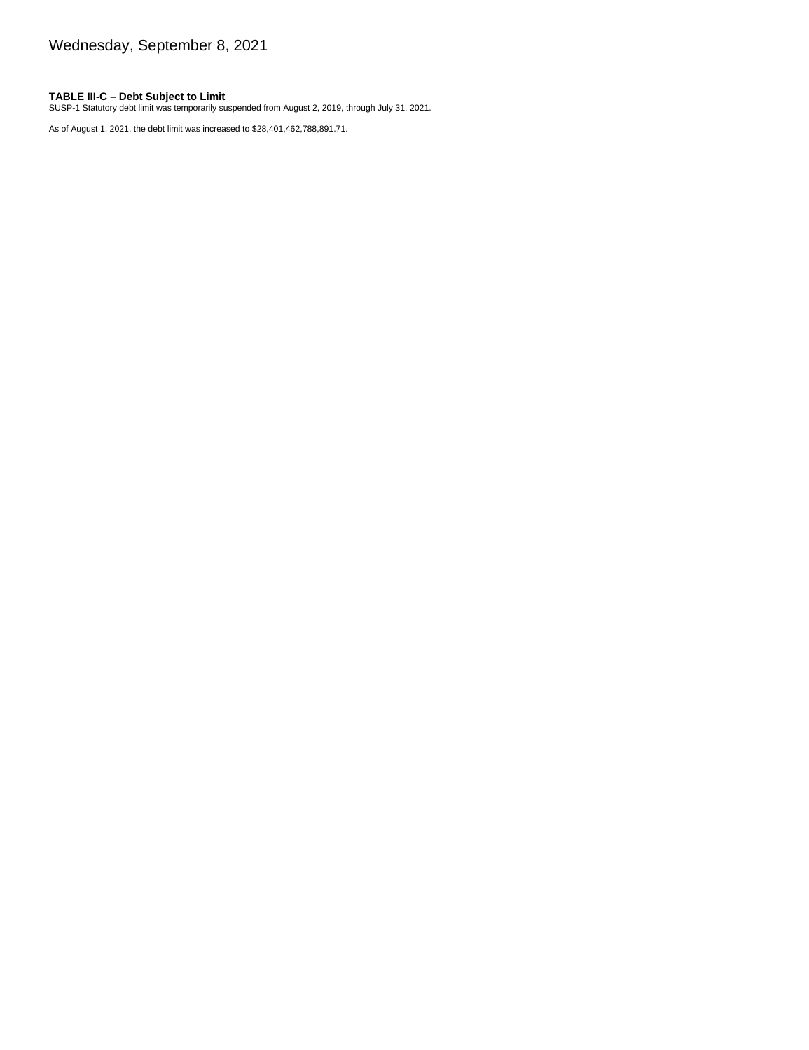Wednesday, September 8, 2021

**TABLE III-C – Debt Subject to Limit**

SUSP-1 Statutory debt limit was temporarily suspended from August 2, 2019, through July 31, 2021.

As of August 1, 2021, the debt limit was increased to $28,401,462,788,891.71.